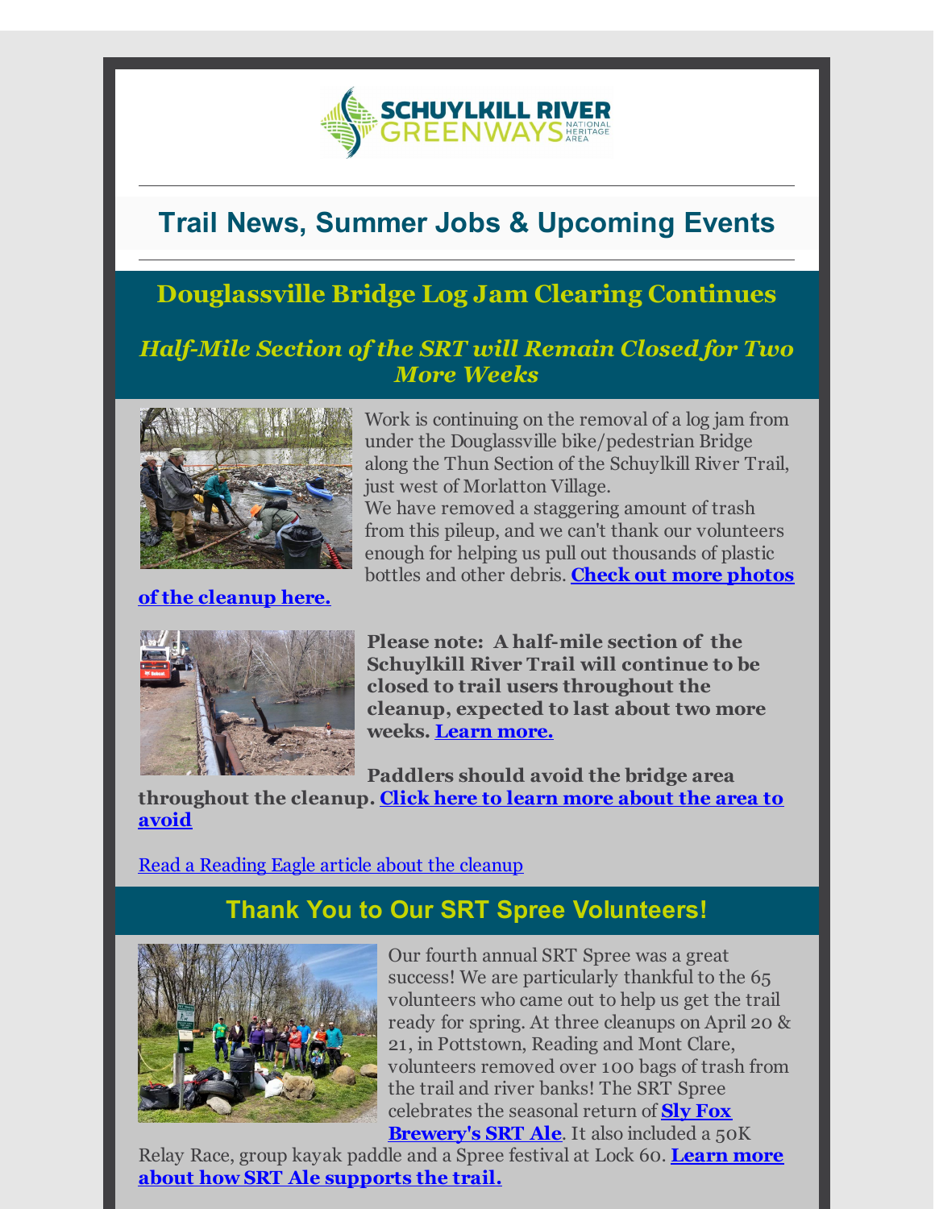# Trail News, Summer Jobs & Upcoming Events

## Douglassville Bridge Log Jam Clearing Continues

### *Half-Mile Section of the SRT will Remain Closed for Two More Weeks*

Work is continuing on the removal of a log jam from under the Douglassville bike/pedestrian Bridge along the Thun Section of the Schuylkill River Trail, just west of Morlatton Village.

We have removed a staggering amount of trash from this pileup, and we can't thank our volunteers enough for helping us pull out thousands of plastic bottles and other debris. **Check out more photos of the cleanup here.**

**Please note: A half-mile section of the Schuylkill River Trail will continue to be closed to trail users throughout the cleanup, expected to last about two more weeks. Learn more.**

**Paddlers should avoid the bridge area throughout the cleanup. Click here to learn more about the area to avoid**

Read a Reading Eagle article about the cleanup

## Thank You to Our SRT Spree Volunteers!

Our fourth annual SRT Spree was a great success! We are particularly thankful to the 65 volunteers who came out to help us get the trail ready for spring. At three cleanups on April 20 & 21, in Pottstown, Reading and Mont Clare, volunteers removed over 100 bags of trash from the trail and river banks! The SRT Spree celebrates the seasonal return of **Sly Fox Brewery's SRT Ale**. It also included a 50K Relay Race, group kayak paddle and a Spree festival at Lock 60. **Learn more about how SRT Ale supports the trail.**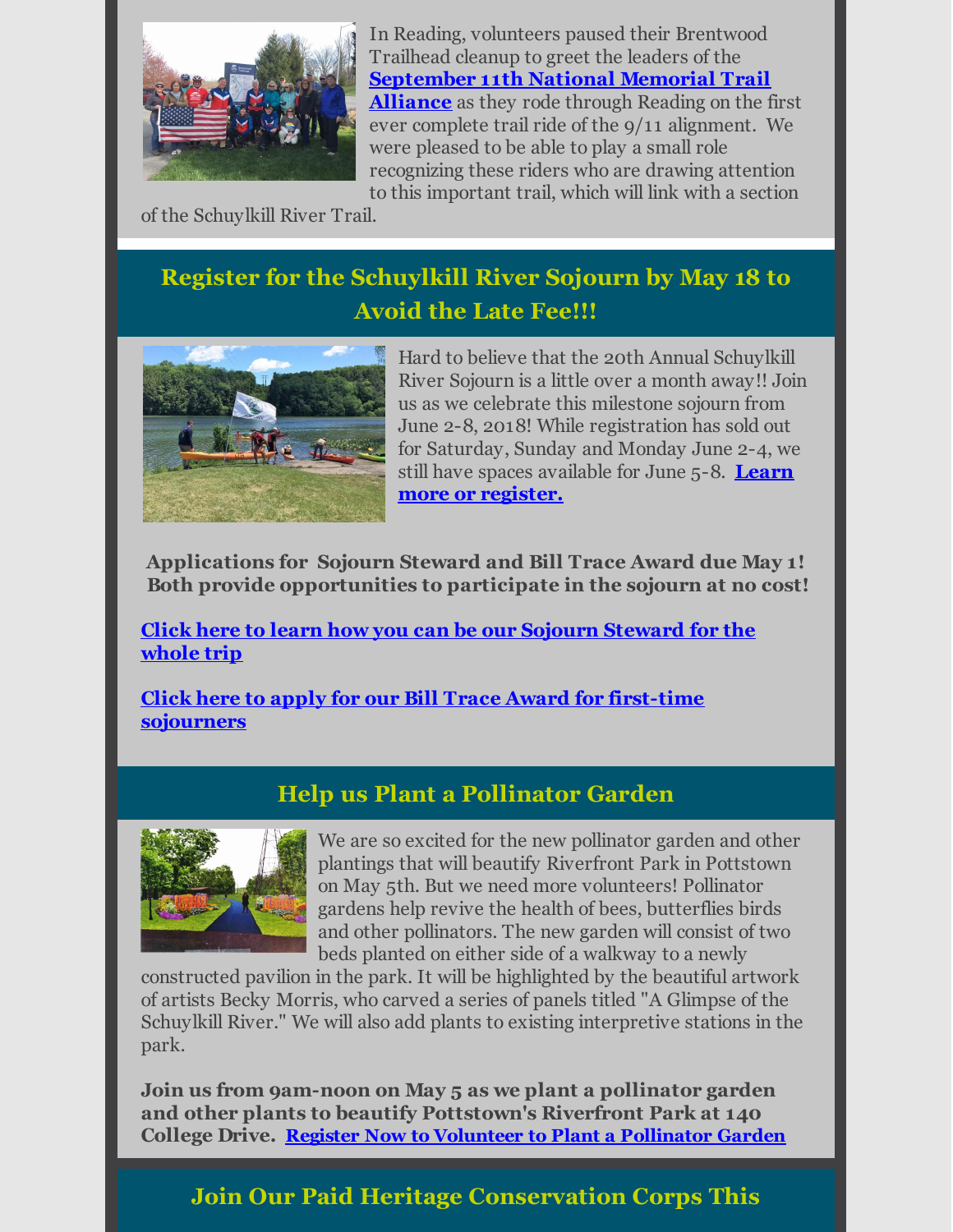In Reading, volunteers paused their Brentwood Trailhead cleanup to greet the leaders of the **September 11th National Memorial Trail Alliance** as they rode through Reading on the first ever complete trail ride of the 9/11 alignment. We were pleased to be able to play a small role recognizing these riders who are drawing attention to this important trail, which will link with a section of the Schuylkill River Trail.

## Register for the Schuylkill River Sojourn by May 18 to Avoid the Late Fee!!!

Hard to believe that the 20th Annual Schuylkill River Sojourn is a little over a month away!! Join us as we celebrate this milestone sojourn from June 2-8, 2018! While registration has sold out for Saturday, Sunday and Monday June 2-4, we still have spaces available for June 5-8. **Learn more or register.**

**Applications for Sojourn Steward and Bill Trace Award due May 1! Both provide opportunities to participate in the sojourn at no cost!**

**Click here to learn how you can be our Sojourn Steward for the whole trip**

**Click here to apply for our Bill Trace Award for first-time sojourners**

## Help us Plant a Pollinator Garden

We are so excited for the new pollinator garden and other plantings that will beautify Riverfront Park in Pottstown on May 5th. But we need more volunteers! Pollinator gardens help revive the health of bees, butterflies birds and other pollinators. The new garden will consist of two beds planted on either side of a walkway to a newly constructed pavilion in the park. It will be highlighted by the beautiful artwork of artists Becky Morris, who carved a series of panels titled "A Glimpse of the Schuylkill River." We will also add plants to existing interpretive stations in the park.

**Join us from 9am-noon on May 5 as we plant a pollinator garden and other plants to beautify Pottstown's Riverfront Park at 140 College Drive. Register Now to Volunteer to Plant a Pollinator Garden**

## Join Our Paid Heritage Conservation Corps This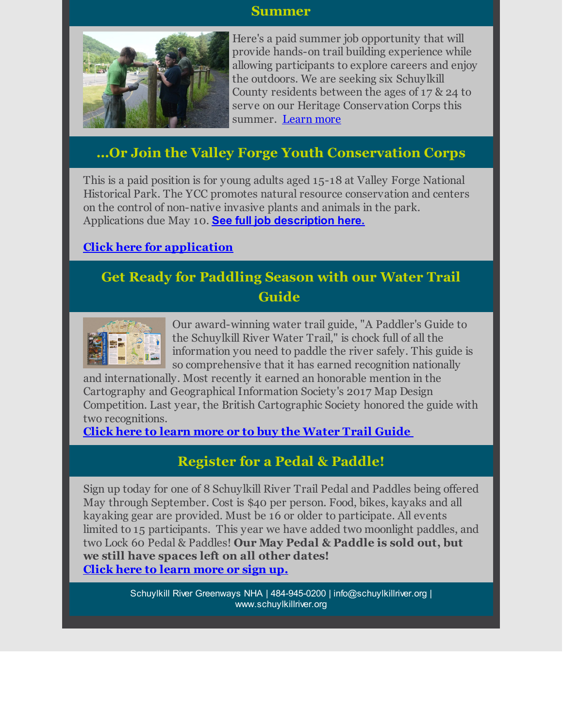## Summer

Here's a paid summer job opportunity that will provide hands-on trail building experience while allowing participants to explore careers and enjoy the outdoors. We are seeking six Schuylkill County residents between the ages of 17 & 24 to serve on our Heritage Conservation Corps this summer. [Learn more]

## ...Or Join the Valley Forge Youth Conservation Corps

This is a paid position is for young adults aged 15-18 at Valley Forge National Historical Park. The YCC promotes natural resource conservation and centers on the control of non-native invasive plants and animals in the park. Applications due May 10. **See full job description here.**

**Click here for application**

## Get Ready for Paddling Season with our Water Trail Guide

Our award-winning water trail guide, "A Paddler's Guide to the Schuylkill River Water Trail," is chock full of all the information you need to paddle the river safely. This guide is so comprehensive that it has earned recognition nationally and internationally. Most recently it earned an honorable mention in the Cartography and Geographical Information Society's 2017 Map Design Competition. Last year, the British Cartographic Society honored the guide with two recognitions.

**Click here to learn more or to buy the Water Trail Guide**

## Register for a Pedal & Paddle!

Sign up today for one of 8 Schuylkill River Trail Pedal and Paddles being offered May through September. Cost is $40 per person. Food, bikes, kayaks and all kayaking gear are provided. Must be 16 or older to participate. All events limited to 15 participants. This year we have added two moonlight paddles, and two Lock 60 Pedal & Paddles! **Our May Pedal & Paddle is sold out, but we still have spaces left on all other dates!**

**Click here to learn more or sign up.**

Schuylkill River Greenways NHA | 484-945-0200 | info@schuylkillriver.org | www.schuylkillriver.org